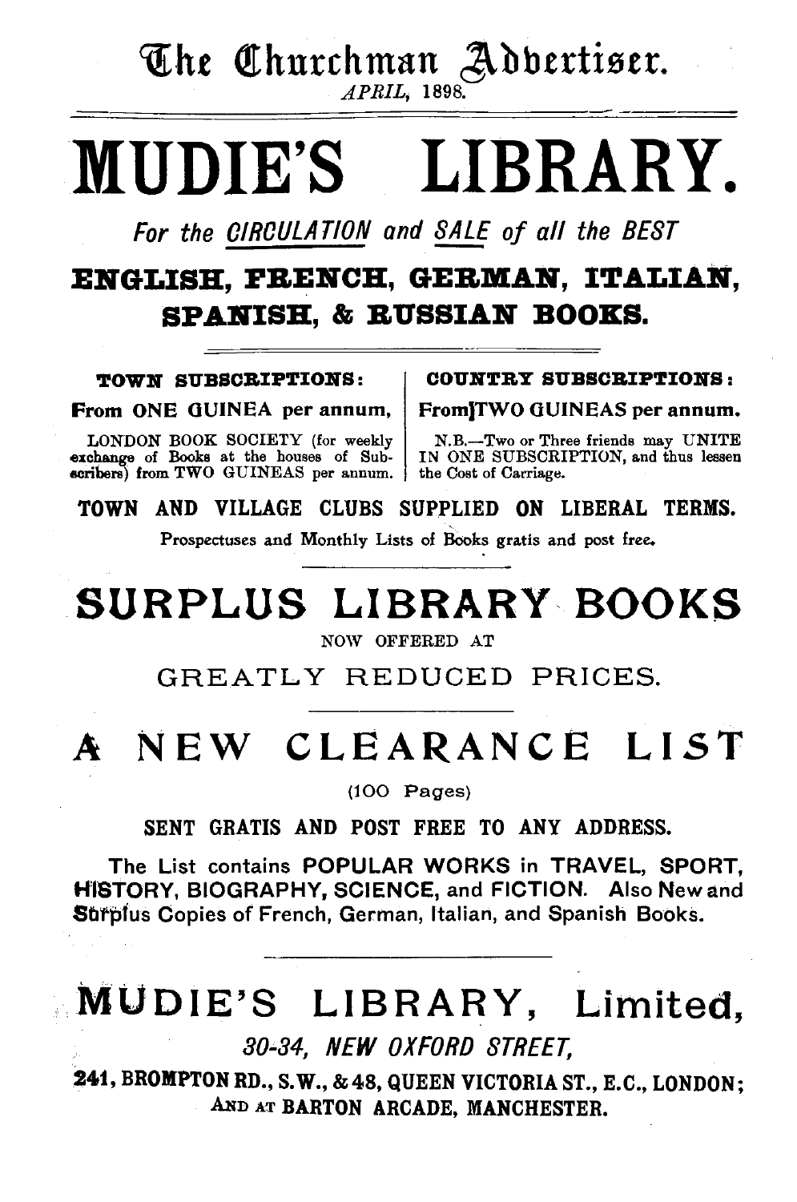The Churchman Advertiser.

*APRIL*, 1898.

# MUDIE'S LIBRARY.

*For the CIRCULATION and SALE of all the BEST*

## ENGLISH, FRENCH, GERMAN, ITALIAN, SPANISH, & RUSSIAN BOOKS.

**TOWN SUBSCRIPTIONS:**

**From ONE GUINEA per annum,**

LONDON BOOK SOCIETY (for weekly exchange of Books at the houses of Subscribers) from TWO GUINEAS per annum.

**COUNTRY SUBSCRIPTIONS:**

**From TWO GUINEAS per annum.**

N.B.—Two or Three friends may UNITE IN ONE SUBSCRIPTION, and thus lessen the Cost of Carriage.

**TOWN AND VILLAGE CLUBS SUPPLIED ON LIBERAL TERMS.**

Prospectuses and Monthly Lists of Books gratis and post free.

## SURPLUS LIBRARY BOOKS

NOW OFFERED AT

GREATLY REDUCED PRICES.

## A NEW CLEARANCE LIST

(100 Pages)

**SENT GRATIS AND POST FREE TO ANY ADDRESS.**

The List contains POPULAR WORKS in TRAVEL, SPORT, HISTORY, BIOGRAPHY, SCIENCE, and FICTION. Also New and Surplus Copies of French, German, Italian, and Spanish Books.

## MUDIE'S LIBRARY, Limited,

*30-34, NEW OXFORD STREET,*

**241, BROMPTON RD., S.W., & 48, QUEEN VICTORIA ST., E.C., LONDON; AND AT BARTON ARCADE, MANCHESTER.**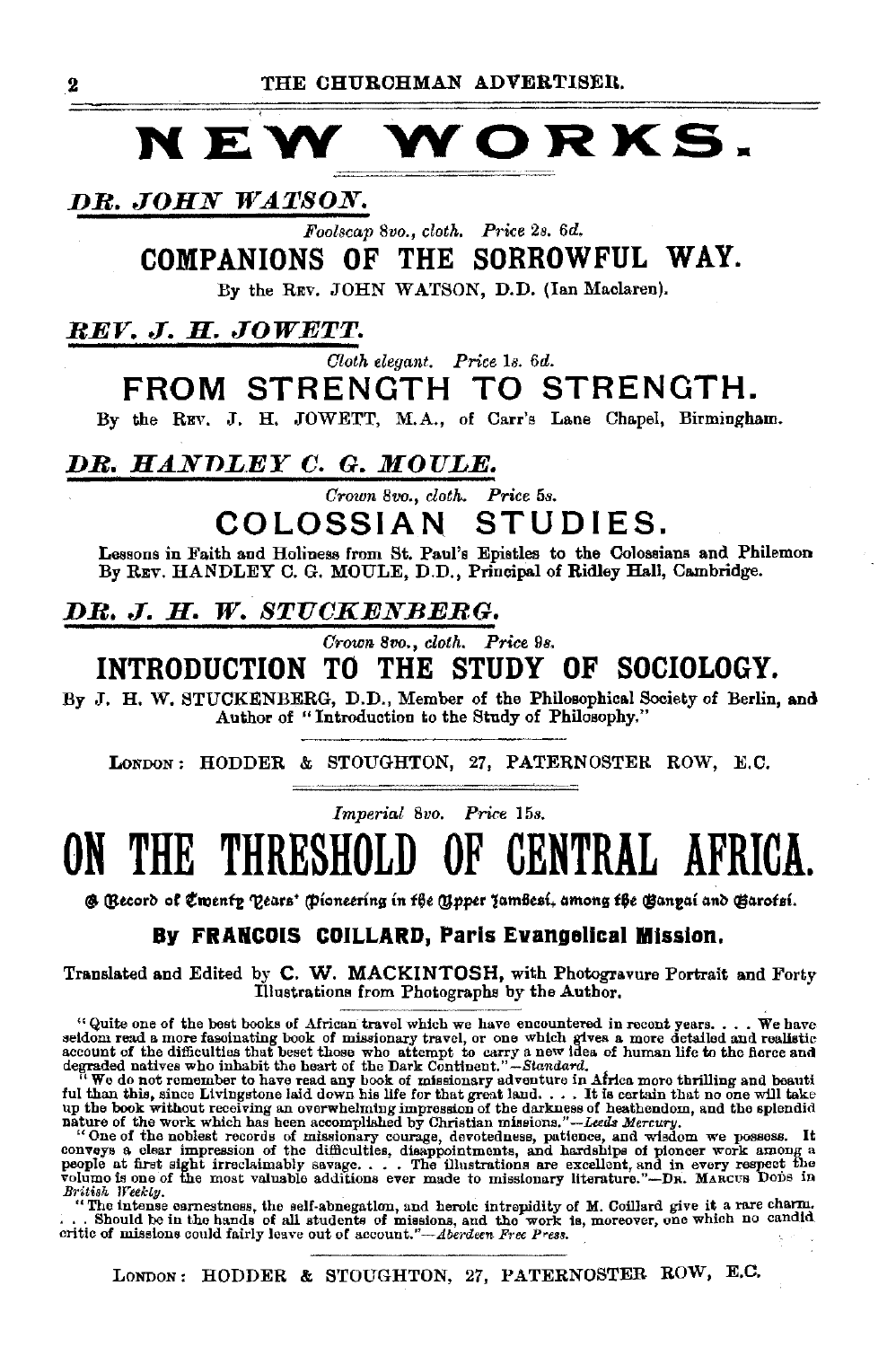# NEW WORKS.

## *DR. JOHN WATSON.*

*Foolscap 8vo., cloth. Price 2s. 6d.*

### COMPANIONS OF THE SORROWFUL WAY.

By the REV. JOHN WATSON, D.D. (Ian Maclaren).

## *REV. J. H. JOWETT.*

*Cloth elegant. Price 1s. 6d.*

### FROM STRENGTH TO STRENGTH.

By the REV. J. H. JOWETT, M.A., of Carr's Lane Chapel, Birmingham.

## *DR. HANDLEY C. G. MOULE.*

*Crown 8vo., cloth. Price 5s.*

### COLOSSIAN STUDIES.

Lessons in Faith and Holiness from St. Paul's Epistles to the Colossians and Philemon By REV. HANDLEY C. G. MOULE, D.D., Principal of Ridley Hall, Cambridge.

## *DR. J. H. W. STUCKENBERG.*

*Crown 8vo., cloth. Price 9s.*

### INTRODUCTION TO THE STUDY OF SOCIOLOGY.

By J. H. W. STUCKENBERG, D.D., Member of the Philosophical Society of Berlin, and Author of "Introduction to the Study of Philosophy."

LONDON: HODDER & STOUGHTON, 27, PATERNOSTER ROW, E.C.

---

*Imperial 8vo. Price 15s.*

# ON THE THRESHOLD OF CENTRAL AFRICA.

A Record of Twenty Years' Pioneering in the Upper Zambesi, among the Banyai and Barotsi.

**By FRANCOIS COILLARD, Paris Evangelical Mission.**

Translated and Edited by C. W. MACKINTOSH, with Photogravure Portrait and Forty Illustrations from Photographs by the Author.

"Quite one of the best books of African travel which we have encountered in recent years. . . . We have seldom read a more fascinating book of missionary travel, or one which gives a more detailed and realistic account of the difficulties that beset those who attempt to carry a new idea of human life to the fierce and degraded natives who inhabit the heart of the Dark Continent."—*Standard.*

"We do not remember to have read any book of missionary adventure in Africa more thrilling and beautiful than this, since Livingstone laid down his life for that great land. . . . It is certain that no one will take up the book without receiving an overwhelming impression of the darkness of heathendom, and the splendid nature of the work which has been accomplished by Christian missions."—*Leeds Mercury.*

"One of the noblest records of missionary courage, devotedness, patience, and wisdom we possess. It conveys a clear impression of the difficulties, disappointments, and hardships of pioneer work among a people at first sight irreclaimably savage. . . . The illustrations are excellent, and in every respect the volume is one of the most valuable additions ever made to missionary literature."—DR. MARCUS DODS in *British Weekly.*

"The intense earnestness, the self-abnegation, and heroic intrepidity of M. Coillard give it a rare charm. . . . Should be in the hands of all students of missions, and the work is, moreover, one which no candid critic of missions could fairly leave out of account."—*Aberdeen Free Press.*

LONDON: HODDER & STOUGHTON, 27, PATERNOSTER ROW, E.C.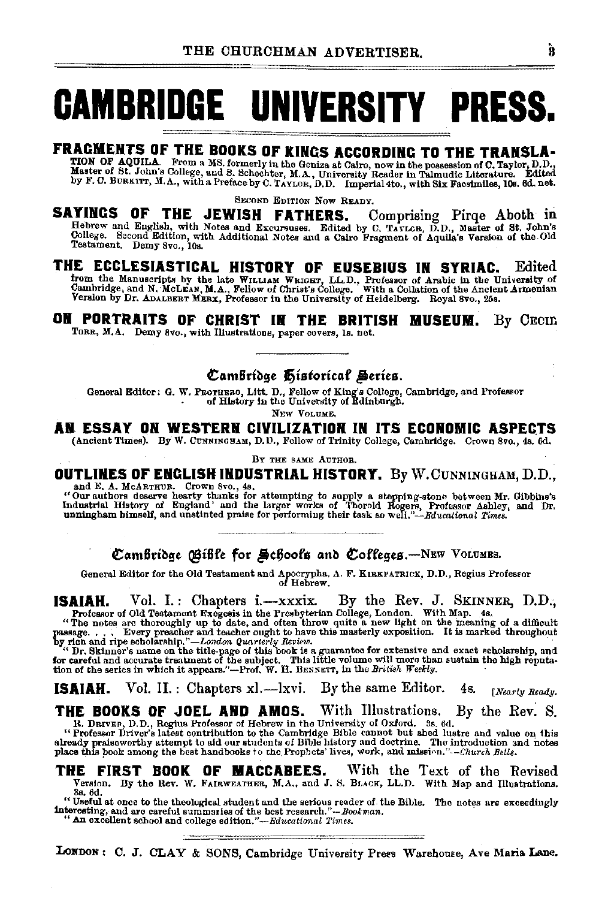# CAMBRIDGE UNIVERSITY PRESS.

**FRAGMENTS OF THE BOOKS OF KINGS ACCORDING TO THE TRANSLATION OF AQUILA.** From a MS. formerly in the Geniza at Cairo, now in the possession of C. Taylor, D.D., Master of St. John's College, and S. Schechter, M.A., University Reader in Talmudic Literature. Edited by F. C. Burkitt, M.A., with a Preface by C. Taylor, D.D. Imperial 4to., with Six Facsimiles, 10s. 6d. net.

SECOND EDITION NOW READY.

**SAYINGS OF THE JEWISH FATHERS.** Comprising Pirqe Aboth in Hebrew and English, with Notes and Excursuses. Edited by C. Taylor, D.D., Master of St. John's College. Second Edition, with Additional Notes and a Cairo Fragment of Aquila's Version of the Old Testament. Demy 8vo., 10s.

**THE ECCLESIASTICAL HISTORY OF EUSEBIUS IN SYRIAC.** Edited from the Manuscripts by the late William Wright, LL.D., Professor of Arabic in the University of Cambridge, and N. McLean, M.A., Fellow of Christ's College. With a Collation of the Ancient Armenian Version by Dr. Adalbert Merx, Professor in the University of Heidelberg. Royal 8vo., 25s.

**ON PORTRAITS OF CHRIST IN THE BRITISH MUSEUM.** By Cecil Torr, M.A. Demy 8vo., with Illustrations, paper covers, 1s. net.

---

## Cambridge Historical Series.

General Editor: G. W. Prothero, Litt. D., Fellow of King's College, Cambridge, and Professor of History in the University of Edinburgh.

NEW VOLUME.

**AN ESSAY ON WESTERN CIVILIZATION IN ITS ECONOMIC ASPECTS** (Ancient Times). By W. Cunningham, D.D., Fellow of Trinity College, Cambridge. Crown 8vo., 4s. 6d.

BY THE SAME AUTHOR.

**OUTLINES OF ENGLISH INDUSTRIAL HISTORY.** By W. Cunningham, D.D., and E. A. McArthur. Crown 8vo., 4s.

"Our authors deserve hearty thanks for attempting to supply a stepping-stone between Mr. Gibbins's Industrial History of England' and the larger works of Thorold Rogers, Professor Ashley, and Dr. unningham himself, and unstinted praise for performing their task so well."—*Educational Times.*

---

## Cambridge Bible for Schools and Colleges.—New Volumes.

General Editor for the Old Testament and Apocrypha, A. F. Kirkpatrick, D.D., Regius Professor of Hebrew.

**ISAIAH.** Vol. I.: Chapters i.—xxxix. By the Rev. J. Skinner, D.D., Professor of Old Testament Exegesis in the Presbyterian College, London. With Map. 4s.

"The notes are thoroughly up to date, and often throw quite a new light on the meaning of a difficult passage. . . . Every preacher and teacher ought to have this masterly exposition. It is marked throughout by rich and ripe scholarship."—*London Quarterly Review.*

"Dr. Skinner's name on the title-page of this book is a guarantee for extensive and exact scholarship, and for careful and accurate treatment of the subject. This little volume will more than sustain the high reputation of the series in which it appears."—Prof. W. H. Bennett, in the *British Weekly.*

**ISAIAH.** Vol. II.: Chapters xl.—lxvi. By the same Editor. 4s. [*Nearly Ready.*

**THE BOOKS OF JOEL AND AMOS.** With Illustrations. By the Rev. S. R. Driver, D.D., Regius Professor of Hebrew in the University of Oxford. 3s. 6d.

"Professor Driver's latest contribution to the Cambridge Bible cannot but shed lustre and value on this already praiseworthy attempt to aid our students of Bible history and doctrine. The introduction and notes place this book among the best handbooks to the Prophets' lives, work, and mission."—*Church Bells.*

**THE FIRST BOOK OF MACCABEES.** With the Text of the Revised Version. By the Rev. W. Fairweather, M.A., and J. S. Black, LL.D. With Map and Illustrations. 3s. 6d.

"Useful at once to the theological student and the serious reader of the Bible. The notes are exceedingly interesting, and are careful summaries of the best research."—*Bookman.*

"An excellent school and college edition."—*Educational Times.*

---

London: C. J. CLAY & SONS, Cambridge University Press Warehouse, Ave Maria Lane.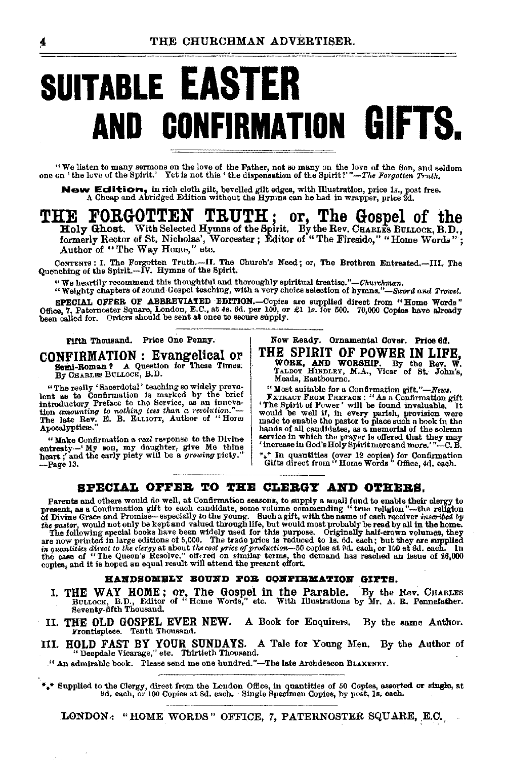# SUITABLE EASTER AND CONFIRMATION GIFTS.

"We listen to many sermons on the love of the Father, not so many on the love of the Son, and seldom one on 'the love of the Spirit.' Yet is not this 'the dispensation of the Spirit?'"—*The Forgotten Truth.*

**New Edition,** in rich cloth gilt, bevelled gilt edges, with Illustration, price 1s., post free. A Cheap and Abridged Edition without the Hymns can be had in wrapper, price 2d.

## THE FORGOTTEN TRUTH; or, The Gospel of the Holy Ghost.

With Selected Hymns of the Spirit. By the Rev. CHARLES BULLOCK, B.D., formerly Rector of St. Nicholas', Worcester; Editor of "The Fireside," "Home Words"; Author of "The Way Home," etc.

CONTENTS: I. The Forgotten Truth.—II. The Church's Need; or, The Brethren Entreated.—III. The Quenching of the Spirit.—IV. Hymns of the Spirit.

"We heartily recommend this thoughtful and thoroughly spiritual treatise."—*Churchman.*

"Weighty chapters of sound Gospel teaching, with a very choice selection of hymns."—*Sword and Trowel.*

**SPECIAL OFFER OF ABBREVIATED EDITION.**—Copies are supplied direct from "Home Words" Office, 7, Paternoster Square, London, E.C., at 4s. 6d. per 100, or £1 1s. for 500. 70,000 Copies have already been called for. Orders should be sent at once to secure supply.

Fifth Thousand. Price One Penny.

## CONFIRMATION: Evangelical or Semi-Roman?

A Question for These Times. By CHARLES BULLOCK, B.D.

"The really 'Sacerdotal' teaching so widely prevalent as to Confirmation is marked by the brief introductory Preface to the Service, as an innovation *amounting to nothing less than a revolution.*"—The late Rev. E. B. ELLIOTT, Author of "Horæ Apocalypticæ."

"Make Confirmation a *real* response to the Divine entreaty—'My son, my daughter, give Me thine heart;' and the early piety will be a *growing* piety."—Page 13.

Now Ready. Ornamental Cover. Price 6d.

## THE SPIRIT OF POWER IN LIFE, WORK, AND WORSHIP.

By the Rev. W. TALBOT HINDLEY, M.A., Vicar of St. John's, Meads, Eastbourne.

"Most suitable for a Confirmation gift."—*News.*

EXTRACT FROM PREFACE: "As a Confirmation gift 'The Spirit of Power' will be found invaluable. It would be well if, in every parish, provision were made to enable the pastor to place such a book in the hands of all candidates, as a memorial of the solemn service in which the prayer is offered that they may 'increase in God's Holy Spirit more and more.'"—C. B.

⁂ In quantities (over 12 copies) for Confirmation Gifts direct from "Home Words" Office, 4d. each.

## SPECIAL OFFER TO THE CLERGY AND OTHERS.

Parents and others would do well, at Confirmation seasons, to supply a small fund to enable their clergy to present, as a Confirmation gift to each candidate, some volume commending "true religion"—the religion of Divine Grace and Promise—especially to the young. Such a gift, with the name of each receiver *inscribed by the pastor*, would not only be kept and valued through life, but would most probably be read by all in the home.

The following special books have been widely used for this purpose. Originally half-crown volumes, they are now printed in large editions of 5,000. The trade price is reduced to 1s. 6d. each; but they are supplied *in quantities direct to the clergy* at about *the cost price of production*—50 copies at 9d. each, or 100 at 8d. each. In the case of "The Queen's Resolve," offered on similar terms, the demand has reached an issue of 26,000 copies, and it is hoped an equal result will attend the present effort.

### HANDSOMELY BOUND FOR CONFIRMATION GIFTS.

I. **THE WAY HOME; or, The Gospel in the Parable.** By the Rev. CHARLES BULLOCK, B.D., Editor of "Home Words," etc. With Illustrations by Mr. A. R. Pennefather. Seventy-fifth Thousand.

II. **THE OLD GOSPEL EVER NEW.** A Book for Enquirers. By the same Author. Frontispiece. Tenth Thousand.

III. **HOLD FAST BY YOUR SUNDAYS.** A Tale for Young Men. By the Author of "Deepdale Vicarage," etc. Thirtieth Thousand.

"An admirable book. Please send me one hundred."—The late Archdeacon BLAKENEY.

⁂ Supplied to the Clergy, direct from the London Office, in quantities of 50 Copies, assorted or single, at 9d. each, or 100 Copies at 8d. each. Single Specimen Copies, by post, 1s. each.

LONDON: "HOME WORDS" OFFICE, 7, PATERNOSTER SQUARE, E.C.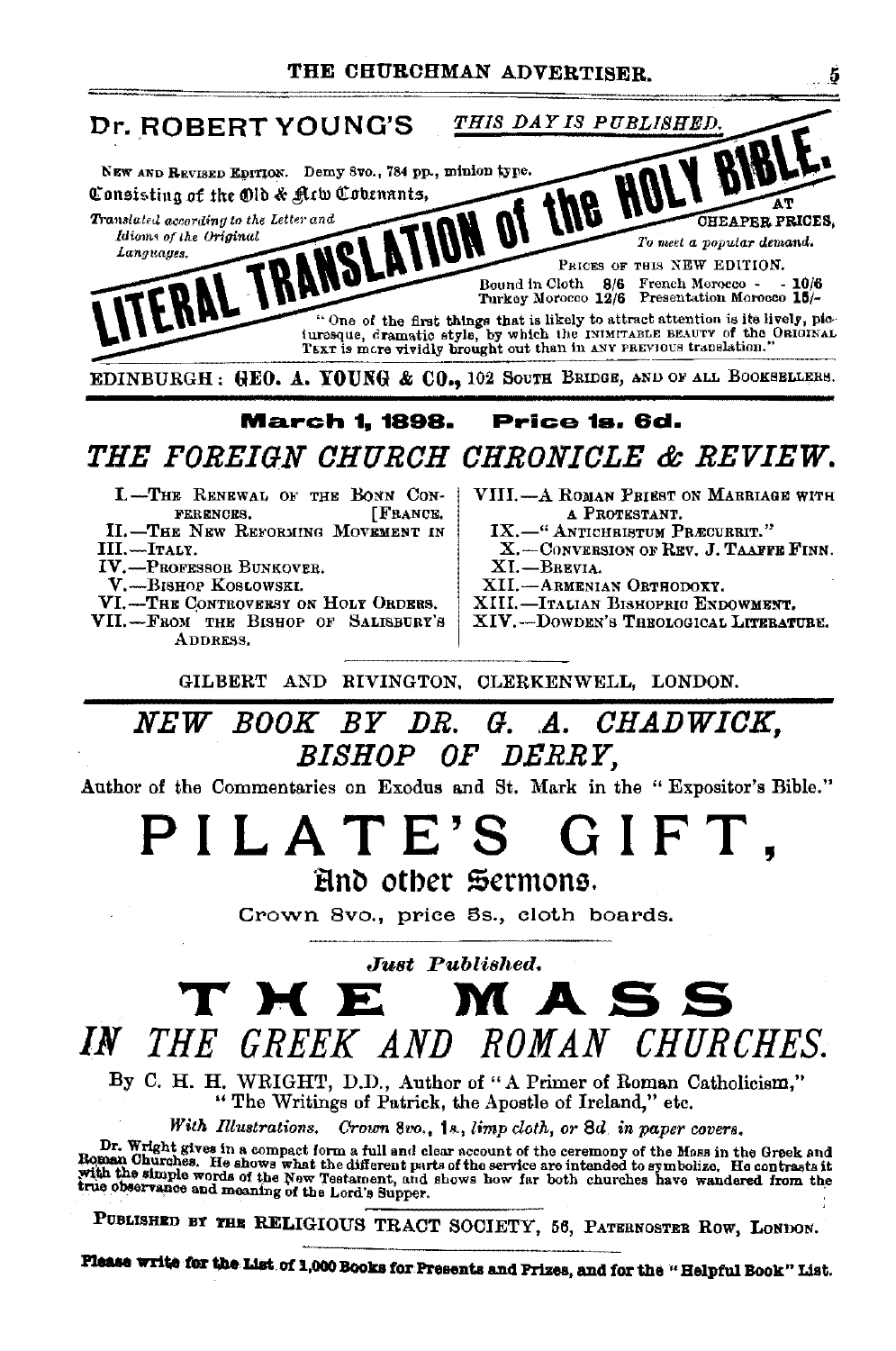# Dr. ROBERT YOUNG'S

*THIS DAY IS PUBLISHED.*

NEW AND REVISED EDITION. Demy 8vo., 784 pp., minion type.

## LITERAL TRANSLATION of the HOLY BIBLE.

Consisting of the Old & New Covenants,

*Translated according to the Letter and Idioms of the Original Languages.*

AT CHEAPER PRICES,

*To meet a popular demand.*

PRICES OF THIS NEW EDITION.

Bound in Cloth 8/6 French Morocco - - 10/6
Turkey Morocco 12/6 Presentation Morocco 15/-

"One of the first things that is likely to attract attention is its lively, picturesque, dramatic style, by which the INIMITABLE BEAUTY of the ORIGINAL TEXT is more vividly brought out than in ANY PREVIOUS translation."

EDINBURGH: GEO. A. YOUNG & CO., 102 SOUTH BRIDGE, AND OF ALL BOOKSELLERS.

---

**March 1, 1898. Price 1s. 6d.**

## *THE FOREIGN CHURCH CHRONICLE & REVIEW.*

I.—THE RENEWAL OF THE BONN CONFERENCES.
II.—THE NEW REFORMING MOVEMENT IN [FRANCE.
III.—ITALY.
IV.—PROFESSOR BUNKOVER.
V.—BISHOP KOSLOWSKI.
VI.—THE CONTROVERSY ON HOLY ORDERS.
VII.—FROM THE BISHOP OF SALISBURY'S ADDRESS.
VIII.—A ROMAN PRIEST ON MARRIAGE WITH A PROTESTANT.
IX.—"ANTICHRISTUM PRÆCURRIT."
X.—CONVERSION OF REV. J. TAAFFE FINN.
XI.—BREVIA.
XII.—ARMENIAN ORTHODOXY.
XIII.—ITALIAN BISHOPRIC ENDOWMENT.
XIV.—DOWDEN'S THEOLOGICAL LITERATURE.

GILBERT AND RIVINGTON, CLERKENWELL, LONDON.

---

## *NEW BOOK BY DR. G. A. CHADWICK, BISHOP OF DERRY,*

Author of the Commentaries on Exodus and St. Mark in the "Expositor's Bible."

# PILATE'S GIFT,

### And other Sermons.

Crown 8vo., price 5s., cloth boards.

---

*Just Published.*

# THE MASS

## *IN THE GREEK AND ROMAN CHURCHES.*

By C. H. H. WRIGHT, D.D., Author of "A Primer of Roman Catholicism," "The Writings of Patrick, the Apostle of Ireland," etc.

*With Illustrations. Crown 8vo., 1s., limp cloth, or 8d. in paper covers.*

Dr. Wright gives in a compact form a full and clear account of the ceremony of the Mass in the Greek and Roman Churches. He shows what the different parts of the service are intended to symbolize. He contrasts it with the simple words of the New Testament, and shows how far both churches have wandered from the true observance and meaning of the Lord's Supper.

PUBLISHED BY THE RELIGIOUS TRACT SOCIETY, 56, PATERNOSTER ROW, LONDON.

**Please write for the List of 1,000 Books for Presents and Prizes, and for the "Helpful Book" List.**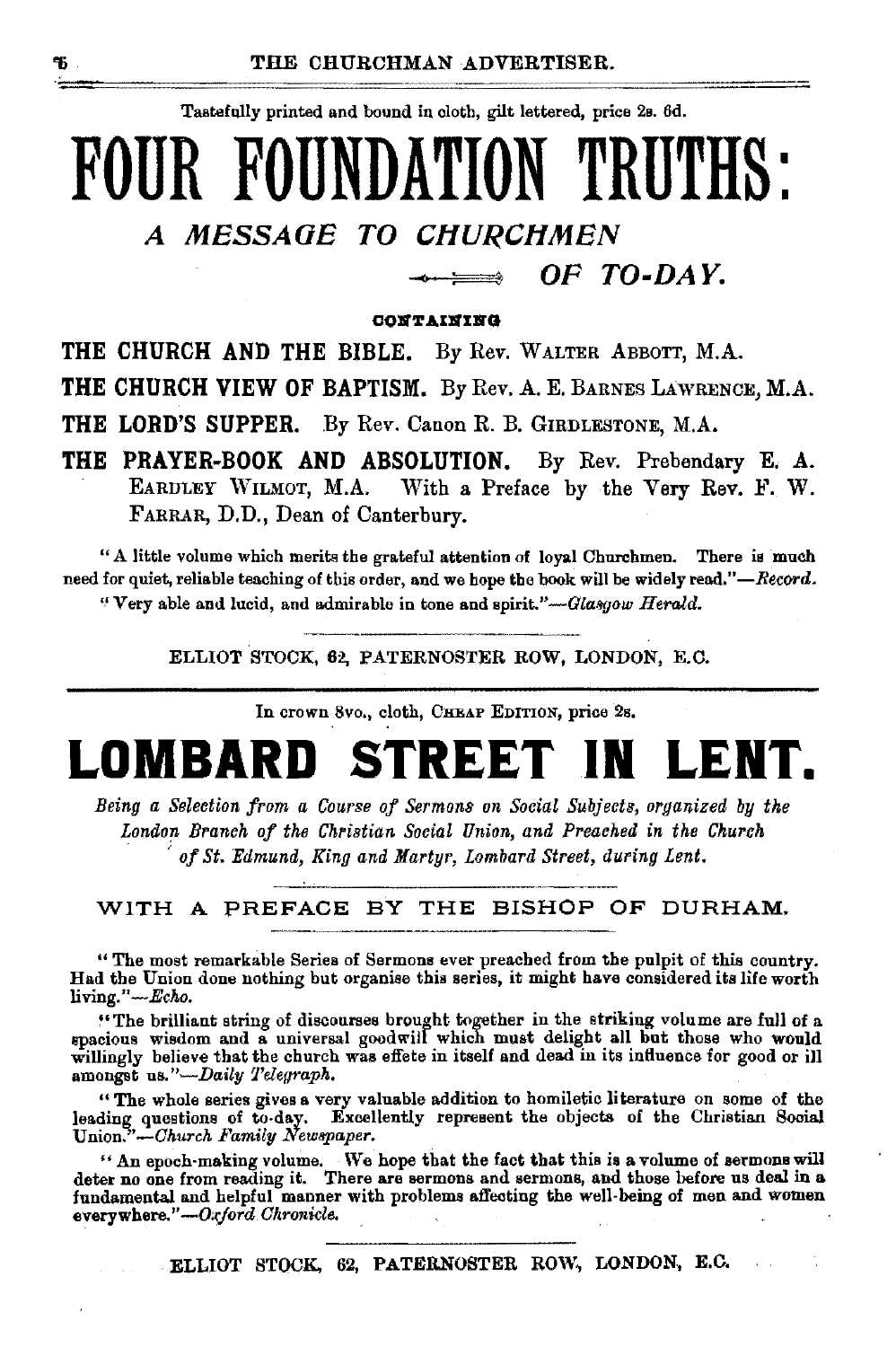Tastefully printed and bound in cloth, gilt lettered, price 2s. 6d.

# FOUR FOUNDATION TRUTHS:

## *A MESSAGE TO CHURCHMEN OF TO-DAY.*

CONTAINING

**THE CHURCH AND THE BIBLE.** By Rev. WALTER ABBOTT, M.A.

**THE CHURCH VIEW OF BAPTISM.** By Rev. A. E. BARNES LAWRENCE, M.A.

**THE LORD'S SUPPER.** By Rev. Canon R. B. GIRDLESTONE, M.A.

**THE PRAYER-BOOK AND ABSOLUTION.** By Rev. Prebendary E. A. EARDLEY WILMOT, M.A. With a Preface by the Very Rev. F. W. FARRAR, D.D., Dean of Canterbury.

"A little volume which merits the grateful attention of loyal Churchmen. There is much need for quiet, reliable teaching of this order, and we hope the book will be widely read."—*Record.*

"Very able and lucid, and admirable in tone and spirit."—*Glasgow Herald.*

ELLIOT STOCK, 62, PATERNOSTER ROW, LONDON, E.C.

---

In crown 8vo., cloth, CHEAP EDITION, price 2s.

# LOMBARD STREET IN LENT.

*Being a Selection from a Course of Sermons on Social Subjects, organized by the London Branch of the Christian Social Union, and Preached in the Church of St. Edmund, King and Martyr, Lombard Street, during Lent.*

WITH A PREFACE BY THE BISHOP OF DURHAM.

"The most remarkable Series of Sermons ever preached from the pulpit of this country. Had the Union done nothing but organise this series, it might have considered its life worth living."—*Echo.*

"The brilliant string of discourses brought together in the striking volume are full of a spacious wisdom and a universal goodwill which must delight all but those who would willingly believe that the church was effete in itself and dead in its influence for good or ill amongst us."—*Daily Telegraph.*

"The whole series gives a very valuable addition to homiletic literature on some of the leading questions of to-day. Excellently represent the objects of the Christian Social Union."—*Church Family Newspaper.*

"An epoch-making volume. We hope that the fact that this is a volume of sermons will deter no one from reading it. There are sermons and sermons, and those before us deal in a fundamental and helpful manner with problems affecting the well-being of men and women everywhere."—*Oxford Chronicle.*

ELLIOT STOCK, 62, PATERNOSTER ROW, LONDON, E.C.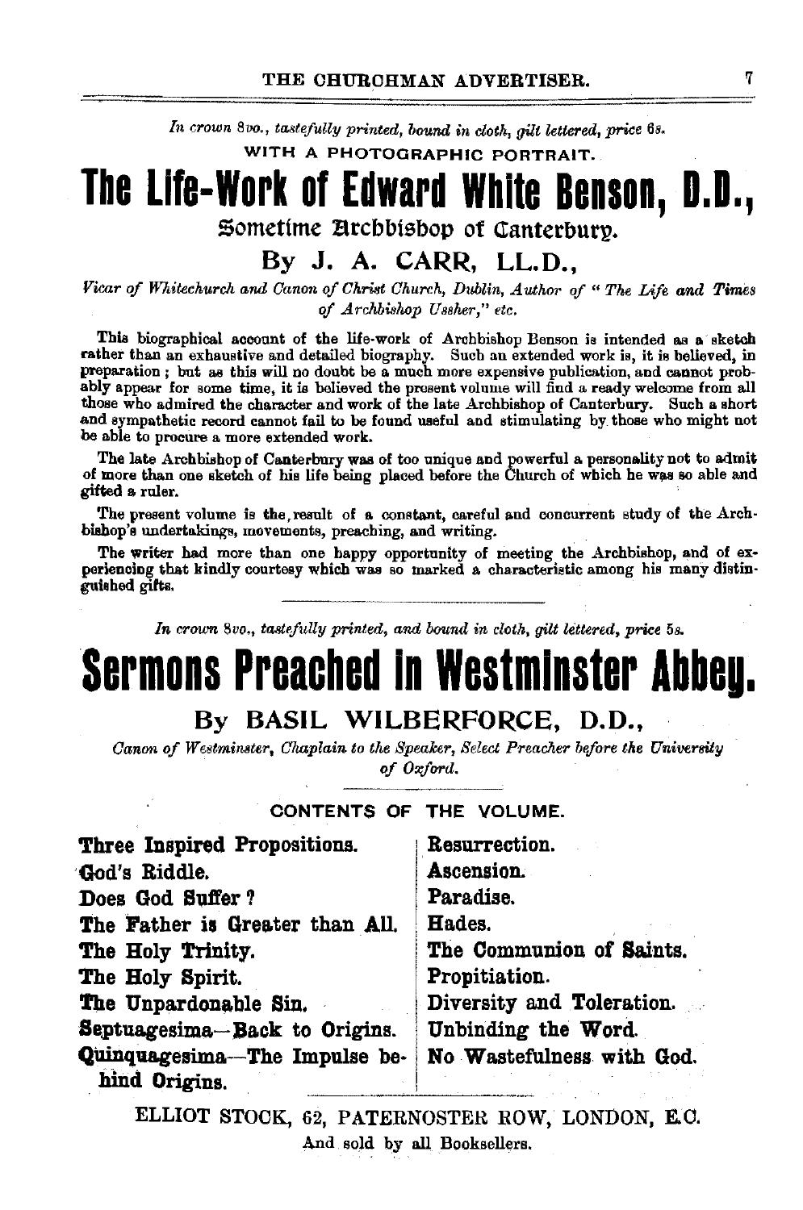*In crown 8vo., tastefully printed, bound in cloth, gilt lettered, price 6s.*

WITH A PHOTOGRAPHIC PORTRAIT.

# The Life-Work of Edward White Benson, D.D.,

## Sometime Archbishop of Canterbury.

### By J. A. CARR, LL.D.,

*Vicar of Whitechurch and Canon of Christ Church, Dublin, Author of "The Life and Times of Archbishop Ussher," etc.*

This biographical account of the life-work of Archbishop Benson is intended as a sketch rather than an exhaustive and detailed biography. Such an extended work is, it is believed, in preparation; but as this will no doubt be a much more expensive publication, and cannot probably appear for some time, it is believed the present volume will find a ready welcome from all those who admired the character and work of the late Archbishop of Canterbury. Such a short and sympathetic record cannot fail to be found useful and stimulating by those who might not be able to procure a more extended work.

The late Archbishop of Canterbury was of too unique and powerful a personality not to admit of more than one sketch of his life being placed before the Church of which he was so able and gifted a ruler.

The present volume is the result of a constant, careful and concurrent study of the Archbishop's undertakings, movements, preaching, and writing.

The writer had more than one happy opportunity of meeting the Archbishop, and of experiencing that kindly courtesy which was so marked a characteristic among his many distinguished gifts.

---

*In crown 8vo., tastefully printed, and bound in cloth, gilt lettered, price 5s.*

# Sermons Preached in Westminster Abbey.

### By BASIL WILBERFORCE, D.D.,

*Canon of Westminster, Chaplain to the Speaker, Select Preacher before the University of Oxford.*

CONTENTS OF THE VOLUME.

**Three Inspired Propositions.**
**God's Riddle.**
**Does God Suffer?**
**The Father is Greater than All.**
**The Holy Trinity.**
**The Holy Spirit.**
**The Unpardonable Sin.**
**Septuagesima—Back to Origins.**
**Quinquagesima—The Impulse behind Origins.**
**Resurrection.**
**Ascension.**
**Paradise.**
**Hades.**
**The Communion of Saints.**
**Propitiation.**
**Diversity and Toleration.**
**Unbinding the Word.**
**No Wastefulness with God.**

ELLIOT STOCK, 62, PATERNOSTER ROW, LONDON, E.C.

And sold by all Booksellers.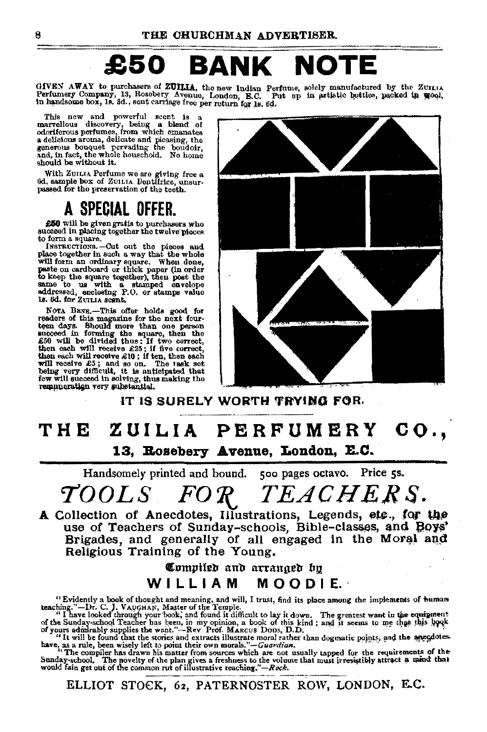# £50 BANK NOTE

GIVEN AWAY to purchasers of **ZUILIA**, the new Indian Perfume, solely manufactured by the ZUILIA Perfumery Company, 13, Rosebery Avenue, London, E.C. Put up in artistic bottles, packed in wool, in handsome box, 1s. 3d., sent carriage free per return for 1s. 6d.

This new and powerful scent is a marvellous discovery, being a blend of odoriferous perfumes, from which emanates a delicious aroma, delicate and pleasing, the generous bouquet pervading the boudoir, and, in fact, the whole household. No home should be without it.

With ZUILIA Perfume we are giving free a 6d. sample box of ZUILIA Dentifrice, unsurpassed for the preservation of the teeth.

## A SPECIAL OFFER.

**£50** will be given gratis to purchasers who succeed in placing together the twelve pieces to form a square.

INSTRUCTIONS.—Cut out the pieces and place together in such a way that the whole will form an ordinary square. When done, paste on cardboard or thick paper (in order to keep the square together), then post the same to us with a stamped envelope addressed, enclosing P.O. or stamps value 1s. 6d. for ZUILIA scent.

NOTA BENE.—This offer holds good for readers of this magazine for the next fourteen days. Should more than one person succeed in forming the square, then the £50 will be divided thus: If two correct, then each will receive £25; if five correct, then each will receive £10; if ten, then each will receive £5; and so on. The task set being very difficult, it is anticipated that few will succeed in solving, thus making the remuneration very substantial.

IT IS SURELY WORTH TRYING FOR.

## THE ZUILIA PERFUMERY CO.,

### 13, Rosebery Avenue, London, E.C.

---

Handsomely printed and bound. 500 pages octavo. Price 5s.

# *TOOLS FOR TEACHERS.*

**A Collection of Anecdotes, Illustrations, Legends, etc., for the use of Teachers of Sunday-schools, Bible-classes, and Boys' Brigades, and generally of all engaged in the Moral and Religious Training of the Young.**

Compiled and arranged by

**WILLIAM MOODIE.**

"Evidently a book of thought and meaning, and will, I trust, find its place among the implements of human teaching."—Dr. C. J. VAUGHAN, Master of the Temple.

"I have looked through your book, and found it difficult to lay it down. The greatest want in the equipment of the Sunday-school Teacher has been, in my opinion, a book of this kind; and it seems to me that this book of yours admirably supplies the want."—Rev. Prof. MARCUS DODS, D.D.

"It will be found that the stories and extracts illustrate moral rather than dogmatic points, and the anecdotes have, as a rule, been wisely left to point their own morals."—*Guardian.*

"The compiler has drawn his matter from sources which are not usually tapped for the requirements of the Sunday-school. The novelty of the plan gives a freshness to the volume that must irresistibly attract a mind that would fain get out of the common rut of illustrative teaching."—*Rock.*

ELLIOT STOCK, 62, PATERNOSTER ROW, LONDON, E.C.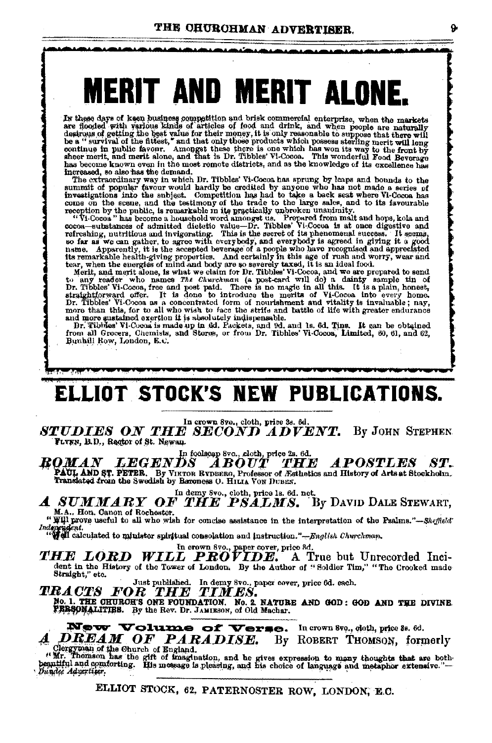# MERIT AND MERIT ALONE.

In these days of keen business competition and brisk commercial enterprise, when the markets are flooded with various kinds of articles of food and drink, and when people are naturally desirous of getting the best value for their money, it is only reasonable to suppose that there will be a "survival of the fittest," and that only those products which possess sterling merit will long continue in public favour. Amongst these there is one which has won its way to the front by sheer merit, and merit alone, and that is Dr. Tibbles' Vi-Cocoa. This wonderful Food Beverage has become known even in the most remote districts, and as the knowledge of its excellence has increased, so also has the demand.

The extraordinary way in which Dr. Tibbles' Vi-Cocoa has sprung by leaps and bounds to the summit of popular favour would hardly be credited by anyone who has not made a series of investigations into the subject. Competition has had to take a back seat where Vi-Cocoa has come on the scene, and the testimony of the trade to the large sales, and to its favourable reception by the public, is remarkable in its practically unbroken unanimity.

"Vi-Cocoa" has become a household word amongst us. Prepared from malt and hops, kola and cocoa—substances of admitted dietetic value—Dr. Tibbles' Vi-Cocoa is at once digestive and refreshing, nutritious and invigorating. This is the secret of its phenomenal success. It seems, so far as we can gather, to agree with everybody, and everybody is agreed in giving it a good name. Apparently, it is the accepted beverage of a people who have recognised and appreciated its remarkable health-giving properties. And certainly in this age of rush and worry, wear and tear, when the energies of mind and body are so severely taxed, it is an ideal food.

Merit, and merit alone, is what we claim for Dr. Tibbles' Vi-Cocoa, and we are prepared to send to any reader who names *The Churchman* (a post-card will do) a dainty sample tin of Dr. Tibbles' Vi-Cocoa, free and post paid. There is no magic in all this. It is a plain, honest, straightforward offer. It is done to introduce the merits of Vi-Cocoa into every home. Dr. Tibbles' Vi-Cocoa as a concentrated form of nourishment and vitality is invaluable; nay, more than this, for to all who wish to face the strife and battle of life with greater endurance and more sustained exertion it is absolutely indispensable.

Dr. Tibbles' Vi-Cocoa is made up in 6d. Packets, and 9d. and 1s. 6d. Tins. It can be obtained from all Grocers, Chemists, and Stores, or from Dr. Tibbles' Vi-Cocoa, Limited, 60, 61, and 62, Bunhill Row, London, E.C.

# ELLIOT STOCK'S NEW PUBLICATIONS.

In crown 8vo., cloth, price 3s. 6d.

***STUDIES ON THE SECOND ADVENT.*** By JOHN STEPHEN FLYNN, B.D., Rector of St. Newlyn.

In foolscap 8vo., cloth, price 2s. 6d.

***ROMAN LEGENDS ABOUT THE APOSTLES ST. PAUL AND ST. PETER.*** By VIKTOR RYDBERG, Professor of Æsthetics and History of Arts at Stockholm. Translated from the Swedish by Baroness O. HILDA VON DUBEN.

In demy 8vo., cloth, price 1s. 6d. net.

***A SUMMARY OF THE PSALMS.*** By DAVID DALE STEWART, M.A., Hon. Canon of Rochester.

"Will prove useful to all who wish for concise assistance in the interpretation of the Psalms."—*Sheffield Independent.*

"Well calculated to minister spiritual consolation and instruction."—*English Churchman.*

In crown 8vo., paper cover, price 3d.

***THE LORD WILL PROVIDE.*** A True but Unrecorded Incident in the History of the Tower of London. By the Author of "Soldier Tim," "The Crooked made Straight," etc.

Just published. In demy 8vo., paper cover, price 6d. each.

***TRACTS FOR THE TIMES.***

No. 1. THE CHURCH'S ONE FOUNDATION. No. 2. NATURE AND GOD: GOD AND THE DIVINE PERSONALITIES. By the Rev. Dr. JAMIESON, of Old Machar.

**New Volume of Verse.** In crown 8vo., cloth, price 3s. 6d.

***A DREAM OF PARADISE.*** By ROBERT THOMSON, formerly Clergyman of the Church of England.

"Mr. Thomson has the gift of imagination, and he gives expression to many thoughts that are both beautiful and comforting. His message is pleasing, and his choice of language and metaphor extensive."—*Dundee Advertiser.*

ELLIOT STOCK, 62, PATERNOSTER ROW, LONDON, E.C.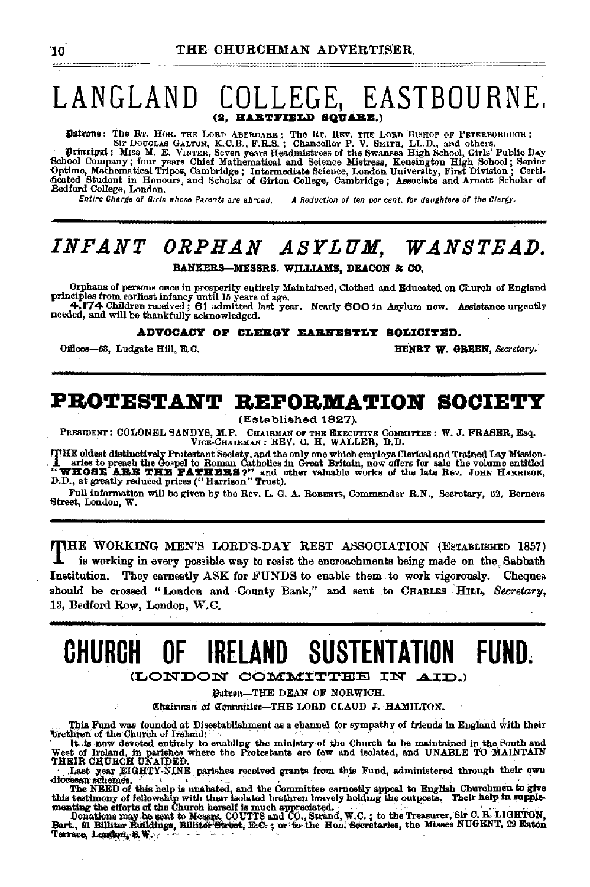# LANGLAND COLLEGE, EASTBOURNE.

**(2, HARTFIELD SQUARE.)**

**Patrons**: The Rt. Hon. the Lord Aberdare; The Rt. Rev. the Lord Bishop of Peterborough; Sir Douglas Galton, K.C.B., F.R.S.; Chancellor P. V. Smith, LL.D., and others.

**Principal**: Miss M. E. Vinter, Seven years Headmistress of the Swansea High School, Girls' Public Day School Company; four years Chief Mathematical and Science Mistress, Kensington High School; Senior Optime, Mathematical Tripos, Cambridge; Intermediate Science, London University, First Division; Certificated Student in Honours, and Scholar of Girton College, Cambridge; Associate and Arnott Scholar of Bedford College, London.

*Entire Charge of Girls whose Parents are abroad. A Reduction of ten per cent. for daughters of the Clergy.*

---

# *INFANT ORPHAN ASYLUM, WANSTEAD.*

**BANKERS—MESSRS. WILLIAMS, DEACON & CO.**

Orphans of persons once in prosperity entirely Maintained, Clothed and Educated on Church of England principles from earliest infancy until 15 years of age.

**4,174** Children received; **61** admitted last year. Nearly **600** in Asylum now. Assistance urgently needed, and will be thankfully acknowledged.

**ADVOCACY OF CLERGY EARNESTLY SOLICITED.**

Offices—63, Ludgate Hill, E.C. HENRY W. GREEN, *Secretary.*

---

# PROTESTANT REFORMATION SOCIETY

(Established 1827).

President: COLONEL SANDYS, M.P. Chairman of the Executive Committee: W. J. FRASER, Esq. Vice-Chairman: REV. C. H. WALLER, D.D.

The oldest distinctively Protestant Society, and the only one which employs Clerical and Trained Lay Missionaries to preach the Gospel to Roman Catholics in Great Britain, now offers for sale the volume entitled "**WHOSE ARE THE FATHERS?**" and other valuable works of the late Rev. John Harrison, D.D., at greatly reduced prices ("Harrison" Trust).

Full information will be given by the Rev. L. G. A. Roberts, Commander R.N., Secretary, 62, Berners Street, London, W.

---

THE WORKING MEN'S LORD'S-DAY REST ASSOCIATION (Established 1857) is working in every possible way to resist the encroachments being made on the Sabbath Institution. They earnestly ASK for FUNDS to enable them to work vigorously. Cheques should be crossed "London and County Bank," and sent to Charles Hill, *Secretary*, 13, Bedford Row, London, W.C.

---

# CHURCH OF IRELAND SUSTENTATION FUND.

(LONDON COMMITTEE IN AID.)

**Patron**—THE DEAN OF NORWICH.

**Chairman of Committee**—THE LORD CLAUD J. HAMILTON.

This Fund was founded at Disestablishment as a channel for sympathy of friends in England with their brethren of the Church of Ireland.

It is now devoted entirely to enabling the ministry of the Church to be maintained in the South and West of Ireland, in parishes where the Protestants are few and isolated, and UNABLE TO MAINTAIN THEIR CHURCH UNAIDED.

Last year EIGHTY-NINE parishes received grants from this Fund, administered through their own diocesan schemes.

The NEED of this help is unabated, and the Committee earnestly appeal to English Churchmen to give this testimony of fellowship with their isolated brethren bravely holding the outposts. Their help in supplementing the efforts of the Church herself is much appreciated.

Donations may be sent to Messrs. COUTTS and CO., Strand, W.C.; to the Treasurer, Sir C. R. LIGHTON, Bart., 91 Billiter Buildings, Billiter Street, E.C.; or to the Hon. Secretaries, the Misses NUGENT, 29 Eaton Terrace, London, S.W.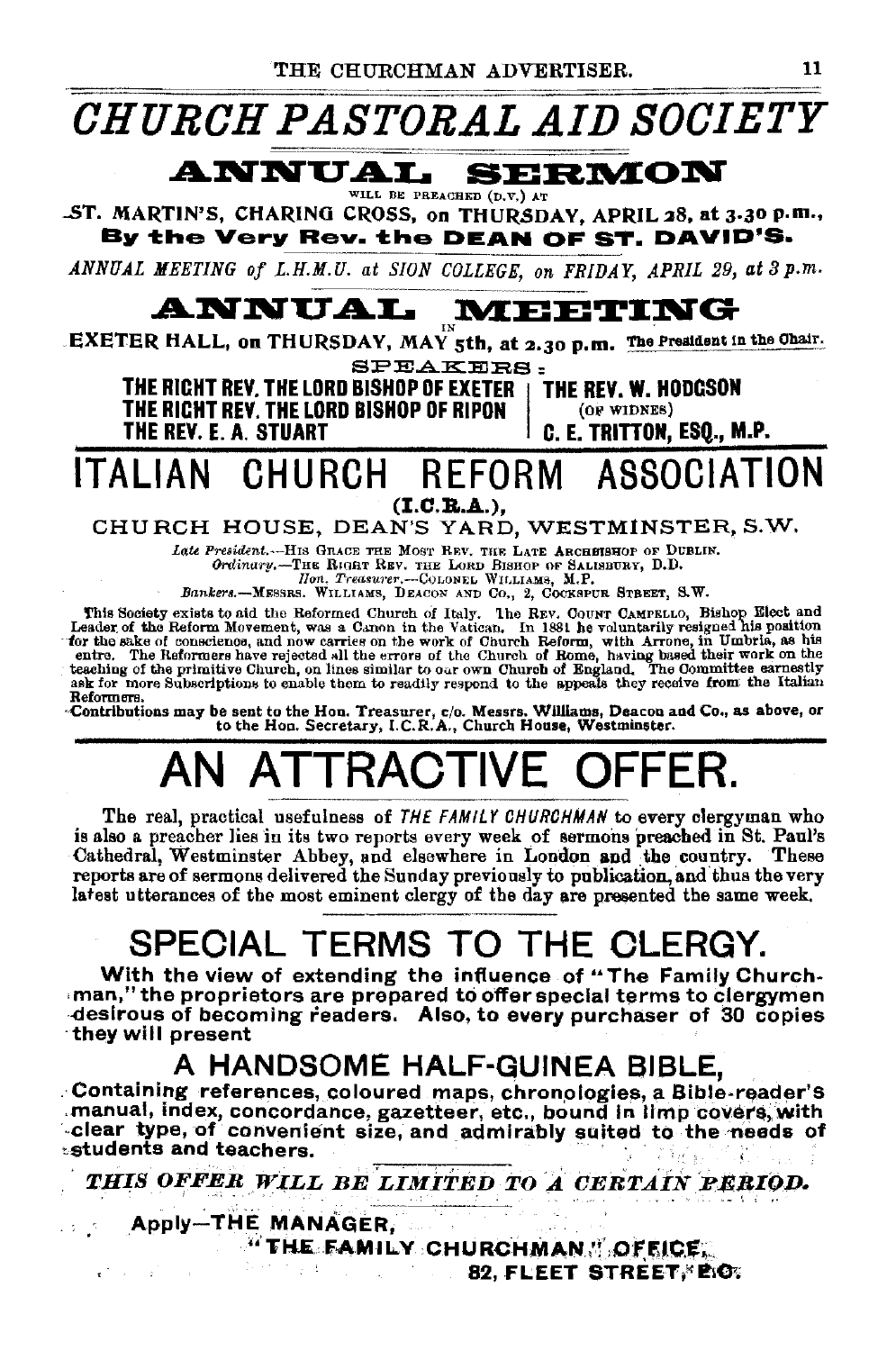# CHURCH PASTORAL AID SOCIETY

## ANNUAL SERMON

WILL BE PREACHED (D.V.) AT

**ST. MARTIN'S, CHARING CROSS, on THURSDAY, APRIL 28, at 3.30 p.m.,**
**By the Very Rev. the DEAN OF ST. DAVID'S.**

*ANNUAL MEETING of L.H.M.U. at SION COLLEGE, on FRIDAY, APRIL 29, at 3 p.m.*

## ANNUAL MEETING

IN
**EXETER HALL, on THURSDAY, MAY 5th, at 2.30 p.m.** The President in the Chair.

SPEAKERS:

**THE RIGHT REV. THE LORD BISHOP OF EXETER**
**THE RIGHT REV. THE LORD BISHOP OF RIPON**
**THE REV. E. A. STUART**
**THE REV. W. HODGSON** (OF WIDNES)
**C. E. TRITTON, ESQ., M.P.**

# ITALIAN CHURCH REFORM ASSOCIATION

**(I.C.R.A.),**

CHURCH HOUSE, DEAN'S YARD, WESTMINSTER, S.W.

*Late President.*—HIS GRACE THE MOST REV. THE LATE ARCHBISHOP OF DUBLIN.
*Ordinary.*—THE RIGHT REV. THE LORD BISHOP OF SALISBURY, D.D.
*Hon. Treasurer.*—COLONEL WILLIAMS, M.P.
*Bankers.*—MESSRS. WILLIAMS, DEACON AND CO., 2, COCKSPUR STREET, S.W.

This Society exists to aid the Reformed Church of Italy. The REV. COUNT CAMPELLO, Bishop Elect and Leader of the Reform Movement, was a Canon in the Vatican. In 1881 he voluntarily resigned his position for the sake of conscience, and now carries on the work of Church Reform, with Arrone, in Umbria, as his centre. The Reformers have rejected all the errors of the Church of Rome, having based their work on the teaching of the primitive Church, on lines similar to our own Church of England. The Committee earnestly ask for more Subscriptions to enable them to readily respond to the appeals they receive from the Italian Reformers.

**Contributions may be sent to the Hon. Treasurer, c/o. Messrs. Williams, Deacon and Co., as above, or to the Hon. Secretary, I.C.R.A., Church House, Westminster.**

# AN ATTRACTIVE OFFER.

The real, practical usefulness of *THE FAMILY CHURCHMAN* to every clergyman who is also a preacher lies in its two reports every week of sermons preached in St. Paul's Cathedral, Westminster Abbey, and elsewhere in London and the country. These reports are of sermons delivered the Sunday previously to publication, and thus the very latest utterances of the most eminent clergy of the day are presented the same week.

## SPECIAL TERMS TO THE CLERGY.

**With the view of extending the influence of "The Family Churchman," the proprietors are prepared to offer special terms to clergymen desirous of becoming readers. Also, to every purchaser of 30 copies they will present**

## A HANDSOME HALF-GUINEA BIBLE,

**Containing references, coloured maps, chronologies, a Bible-reader's manual, index, concordance, gazetteer, etc., bound in limp covers, with clear type, of convenient size, and admirably suited to the needs of students and teachers.**

***THIS OFFER WILL BE LIMITED TO A CERTAIN PERIOD.***

**Apply—THE MANAGER,**
**"THE FAMILY CHURCHMAN" OFFICE,**
**82, FLEET STREET, E.C.**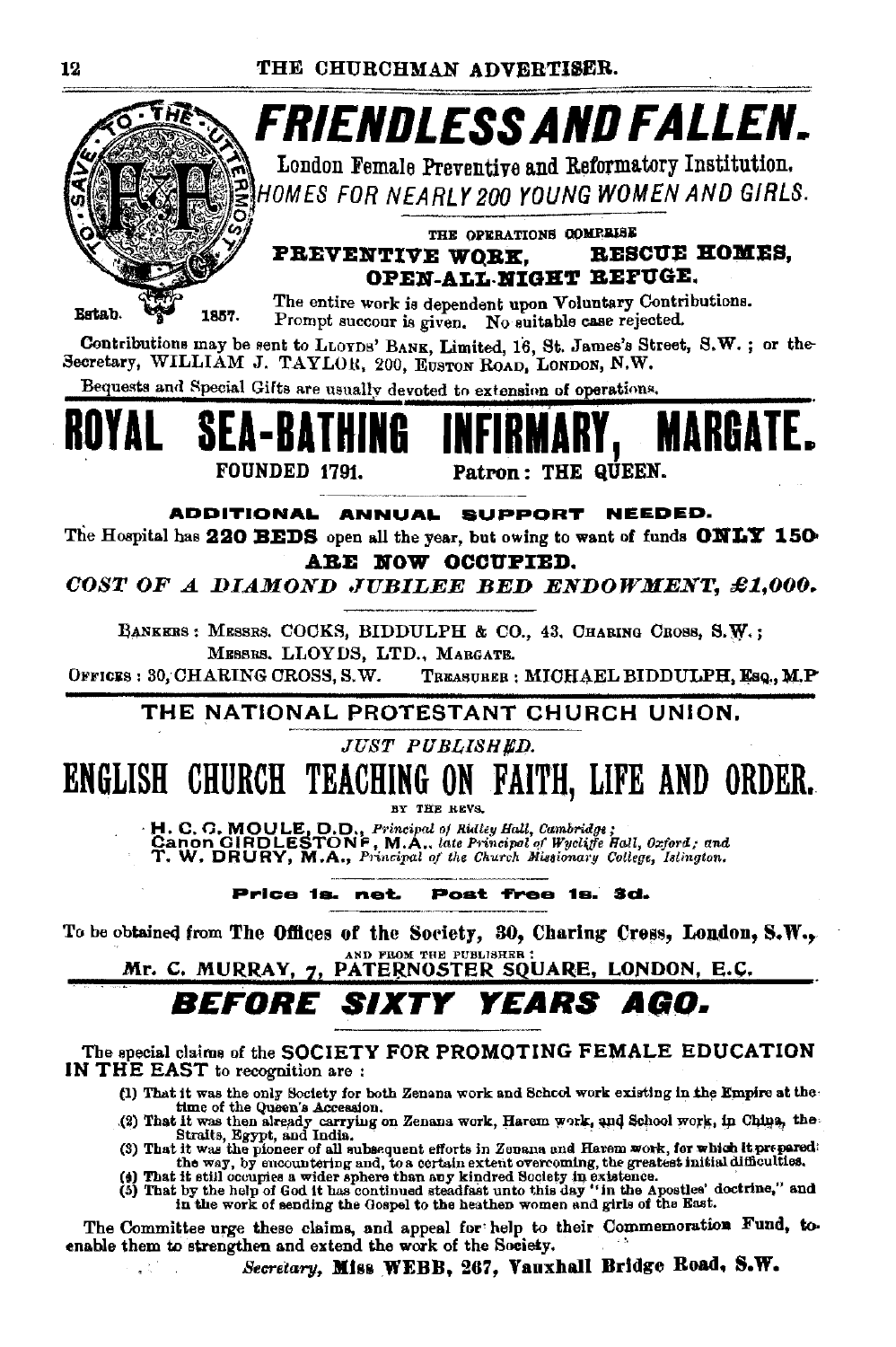# FRIENDLESS AND FALLEN.

TO SAVE TO THE UTTERMOST

Estab. 1857.

London Female Preventive and Reformatory Institution.

*HOMES FOR NEARLY 200 YOUNG WOMEN AND GIRLS.*

THE OPERATIONS COMPRISE

**PREVENTIVE WORK, RESCUE HOMES, OPEN-ALL-NIGHT REFUGE.**

The entire work is dependent upon Voluntary Contributions. Prompt succour is given. No suitable case rejected.

Contributions may be sent to LLOYDS' BANK, Limited, 16, St. James's Street, S.W.; or the Secretary, WILLIAM J. TAYLOR, 200, EUSTON ROAD, LONDON, N.W.

Bequests and Special Gifts are usually devoted to extension of operations.

# ROYAL SEA-BATHING INFIRMARY, MARGATE.

FOUNDED 1791. Patron: THE QUEEN.

**ADDITIONAL ANNUAL SUPPORT NEEDED.**

The Hospital has **220 BEDS** open all the year, but owing to want of funds **ONLY 150 ARE NOW OCCUPIED.**

***COST OF A DIAMOND JUBILEE BED ENDOWMENT, £1,000.***

BANKERS: MESSRS. COCKS, BIDDULPH & CO., 43, CHARING CROSS, S.W.; MESSRS. LLOYDS, LTD., MARGATE.

OFFICES: 30, CHARING CROSS, S.W. TREASURER: MICHAEL BIDDULPH, ESQ., M.P.

## THE NATIONAL PROTESTANT CHURCH UNION.

*JUST PUBLISHED.*

# ENGLISH CHURCH TEACHING ON FAITH, LIFE AND ORDER.

BY THE REVS.

**H. C. G. MOULE, D.D.,** *Principal of Ridley Hall, Cambridge;*
**Canon GIRDLESTONE, M.A.,** *late Principal of Wycliffe Hall, Oxford; and*
**T. W. DRURY, M.A.,** *Principal of the Church Missionary College, Islington.*

**Price 1s. net. Post free 1s. 3d.**

To be obtained from **The Offices of the Society, 30, Charing Cross, London, S.W.,** AND FROM THE PUBLISHER: Mr. C. MURRAY, 7, PATERNOSTER SQUARE, LONDON, E.C.

# *BEFORE SIXTY YEARS AGO.*

The special claims of the SOCIETY FOR PROMOTING FEMALE EDUCATION IN THE EAST to recognition are:

(1) That it was the only Society for both Zenana work and School work existing in the Empire at the time of the Queen's Accession.
(2) That it was then already carrying on Zenana work, Harem work, and School work, in China, the Straits, Egypt, and India.
(3) That it was the pioneer of all subsequent efforts in Zenana and Harem work, for which it prepared the way, by encountering and, to a certain extent overcoming, the greatest initial difficulties.
(4) That it still occupies a wider sphere than any kindred Society in existence.
(5) That by the help of God it has continued steadfast unto this day "in the Apostles' doctrine," and in the work of sending the Gospel to the heathen women and girls of the East.

The Committee urge these claims, and appeal for help to their Commemoration Fund, to enable them to strengthen and extend the work of the Society.

*Secretary,* **Miss WEBB, 267, Vauxhall Bridge Road, S.W.**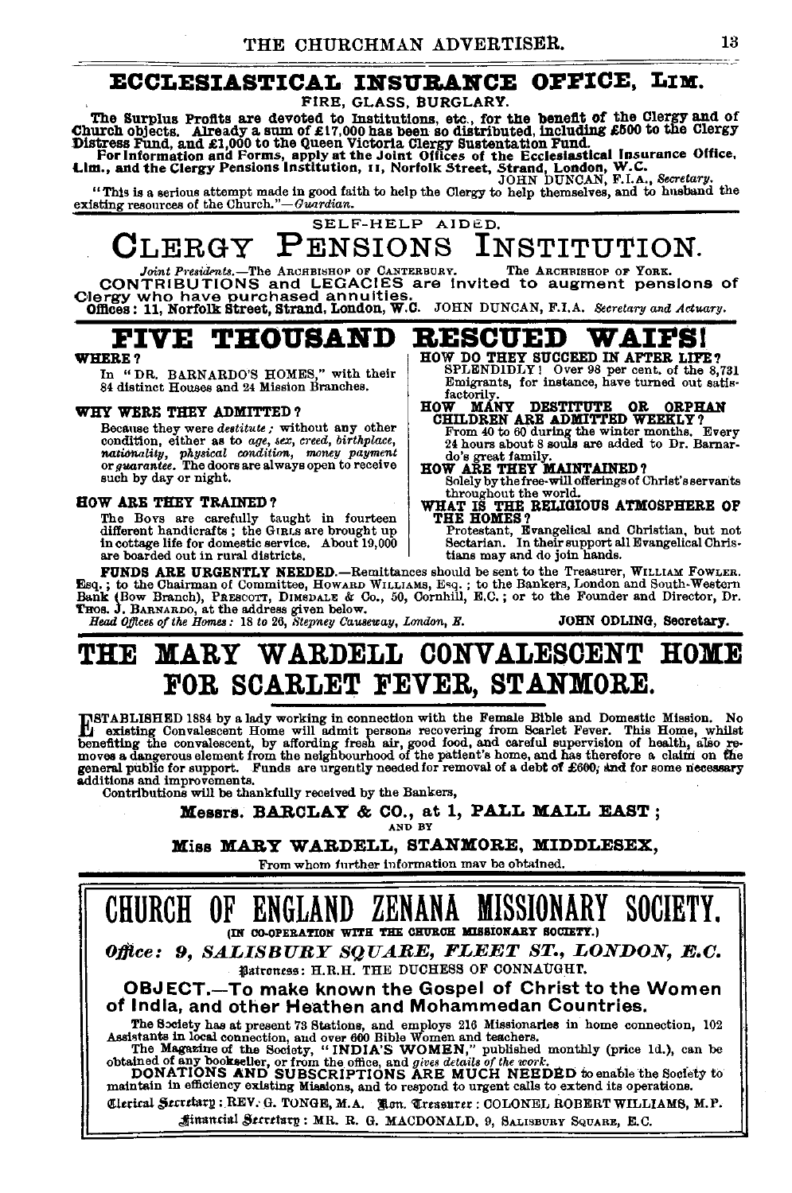## ECCLESIASTICAL INSURANCE OFFICE, LIM.

FIRE, GLASS, BURGLARY.

The Surplus Profits are devoted to Institutions, etc., for the benefit of the Clergy and of Church objects. Already a sum of £17,000 has been so distributed, including £500 to the Clergy Distress Fund, and £1,000 to the Queen Victoria Clergy Sustentation Fund.

For Information and Forms, apply at the Joint Offices of the Ecclesiastical Insurance Office, Lim., and the Clergy Pensions Institution, 11, Norfolk Street, Strand, London, W.C.

JOHN DUNCAN, F.I.A., *Secretary.*

"This is a serious attempt made in good faith to help the Clergy to help themselves, and to husband the existing resources of the Church."—*Guardian.*

---

SELF-HELP AIDED.

## CLERGY PENSIONS INSTITUTION.

*Joint Presidents.*—The ARCHBISHOP OF CANTERBURY. The ARCHBISHOP OF YORK.

**CONTRIBUTIONS and LEGACIES are invited to augment pensions of Clergy who have purchased annuities.**

**Offices: 11, Norfolk Street, Strand, London, W.C.** JOHN DUNCAN, F.I.A. *Secretary and Actuary.*

---

## FIVE THOUSAND RESCUED WAIFS!

**WHERE?**

In "DR. BARNARDO'S HOMES," with their 84 distinct Houses and 24 Mission Branches.

**WHY WERE THEY ADMITTED?**

Because they were *destitute;* without any other condition, either as to *age, sex, creed, birthplace, nationality, physical condition, money payment* or *guarantee.* The doors are always open to receive such by day or night.

**HOW ARE THEY TRAINED?**

The BOYS are carefully taught in fourteen different handicrafts; the GIRLS are brought up in cottage life for domestic service. About 19,000 are boarded out in rural districts.

**HOW DO THEY SUCCEED IN AFTER LIFE?**

SPLENDIDLY! Over 98 per cent. of the 8,731 Emigrants, for instance, have turned out satisfactorily.

**HOW MANY DESTITUTE OR ORPHAN CHILDREN ARE ADMITTED WEEKLY?**

From 40 to 60 during the winter months. Every 24 hours about 8 souls are added to Dr. Barnardo's great family.

**HOW ARE THEY MAINTAINED?**

Solely by the free-will offerings of Christ's servants throughout the world.

**WHAT IS THE RELIGIOUS ATMOSPHERE OF THE HOMES?**

Protestant, Evangelical and Christian, but not Sectarian. In their support all Evangelical Christians may and do join hands.

**FUNDS ARE URGENTLY NEEDED.**—Remittances should be sent to the Treasurer, WILLIAM FOWLER, Esq.; to the Chairman of Committee, HOWARD WILLIAMS, Esq.; to the Bankers, London and South-Western Bank (Bow Branch), PRESCOTT, DIMSDALE & Co., 50, Cornhill, E.C.; or to the Founder and Director, Dr. THOS. J. BARNARDO, at the address given below.

*Head Offices of the Homes:* 18 to 26, *Stepney Causeway, London, E.* **JOHN ODLING, Secretary.**

---

## THE MARY WARDELL CONVALESCENT HOME FOR SCARLET FEVER, STANMORE.

ESTABLISHED 1884 by a lady working in connection with the Female Bible and Domestic Mission. No existing Convalescent Home will admit persons recovering from Scarlet Fever. This Home, whilst benefiting the convalescent, by affording fresh air, good food, and careful supervision of health, also removes a dangerous element from the neighbourhood of the patient's home, and has therefore a claim on the general public for support. Funds are urgently needed for removal of a debt of £600, and for some necessary additions and improvements.

Contributions will be thankfully received by the Bankers,

**Messrs. BARCLAY & CO., at 1, PALL MALL EAST;**

AND BY

**Miss MARY WARDELL, STANMORE, MIDDLESEX,**

From whom further information may be obtained.

---

## CHURCH OF ENGLAND ZENANA MISSIONARY SOCIETY.

(IN CO-OPERATION WITH THE CHURCH MISSIONARY SOCIETY.)

***Office: 9, SALISBURY SQUARE, FLEET ST., LONDON, E.C.***

Patroness: H.R.H. THE DUCHESS OF CONNAUGHT.

**OBJECT.—To make known the Gospel of Christ to the Women of India, and other Heathen and Mohammedan Countries.**

The Society has at present 73 Stations, and employs 216 Missionaries in home connection, 102 Assistants in local connection, and over 600 Bible Women and teachers.

The Magazine of the Society, "INDIA'S WOMEN," published monthly (price 1d.), can be obtained of any bookseller, or from the office, and *gives details of the work.*

**DONATIONS AND SUBSCRIPTIONS ARE MUCH NEEDED** to enable the Society to maintain in efficiency existing Missions, and to respond to urgent calls to extend its operations.

Clerical Secretary: REV. G. TONGE, M.A. Hon. Treasurer: COLONEL ROBERT WILLIAMS, M.P.

Financial Secretary: MR. R. G. MACDONALD, 9, SALISBURY SQUARE, E.C.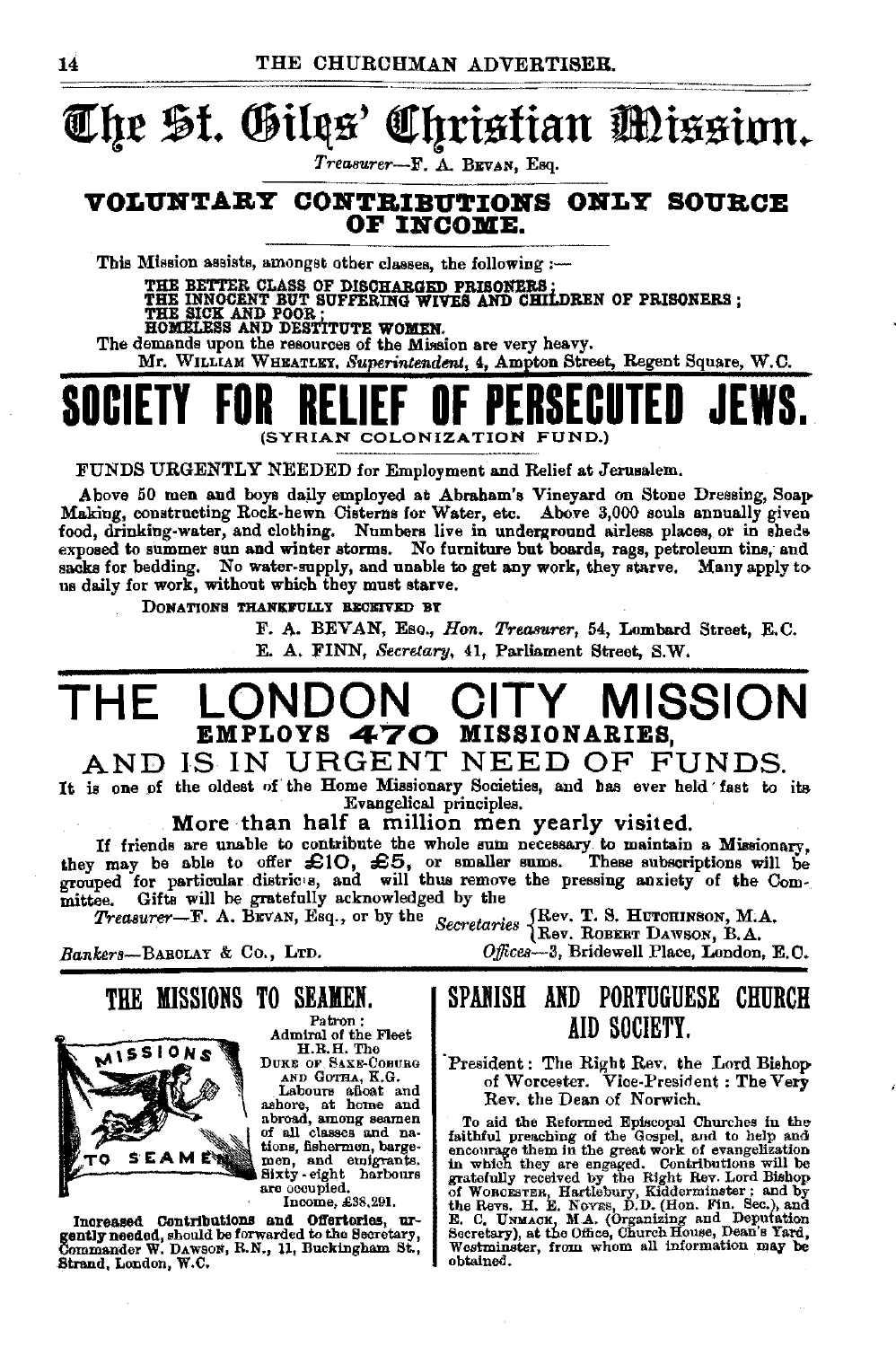# The St. Giles' Christian Mission.

*Treasurer*—F. A. BEVAN, Esq.

**VOLUNTARY CONTRIBUTIONS ONLY SOURCE OF INCOME.**

This Mission assists, amongst other classes, the following :—

THE BETTER CLASS OF DISCHARGED PRISONERS;
THE INNOCENT BUT SUFFERING WIVES AND CHILDREN OF PRISONERS;
THE SICK AND POOR;
HOMELESS AND DESTITUTE WOMEN.

The demands upon the resources of the Mission are very heavy.

Mr. WILLIAM WHEATLEY, *Superintendent*, 4, Ampton Street, Regent Square, W.C.

# SOCIETY FOR RELIEF OF PERSECUTED JEWS.

(SYRIAN COLONIZATION FUND.)

FUNDS URGENTLY NEEDED for Employment and Relief at Jerusalem.

Above 50 men and boys daily employed at Abraham's Vineyard on Stone Dressing, Soap Making, constructing Rock-hewn Cisterns for Water, etc. Above 3,000 souls annually given food, drinking-water, and clothing. Numbers live in underground airless places, or in sheds exposed to summer sun and winter storms. No furniture but boards, rags, petroleum tins, and sacks for bedding. No water-supply, and unable to get any work, they starve. Many apply to us daily for work, without which they must starve.

DONATIONS THANKFULLY RECEIVED BY

F. A. BEVAN, Esq., *Hon. Treasurer*, 54, Lombard Street, E.C.
E. A. FINN, *Secretary*, 41, Parliament Street, S.W.

# THE LONDON CITY MISSION

## EMPLOYS 470 MISSIONARIES, AND IS IN URGENT NEED OF FUNDS.

It is one of the oldest of the Home Missionary Societies, and has ever held fast to its Evangelical principles.

**More than half a million men yearly visited.**

If friends are unable to contribute the whole sum necessary to maintain a Missionary, they may be able to offer £10, £5, or smaller sums. These subscriptions will be grouped for particular districts, and will thus remove the pressing anxiety of the Committee. Gifts will be gratefully acknowledged by the

*Treasurer*—F. A. BEVAN, Esq., or by the *Secretaries* { Rev. T. S. HUTCHINSON, M.A., Rev. ROBERT DAWSON, B.A.

*Bankers*—BARCLAY & CO., LTD. *Offices*—3, Bridewell Place, London, E.C.

## THE MISSIONS TO SEAMEN.

Patron: Admiral of the Fleet H.R.H. The DUKE OF SAXE-COBURG AND GOTHA, K.G.

Labours afloat and ashore, at home and abroad, among seamen of all classes and nations, fishermen, bargemen, and emigrants. Sixty-eight harbours are occupied.

Income, £38,291.

**Increased Contributions and Offertories, urgently needed,** should be forwarded to the Secretary, Commander W. DAWSON, R.N., 11, Buckingham St., Strand, London, W.C.

## SPANISH AND PORTUGUESE CHURCH AID SOCIETY.

President: The Right Rev. the Lord Bishop of Worcester. Vice-President: The Very Rev. the Dean of Norwich.

To aid the Reformed Episcopal Churches in the faithful preaching of the Gospel, and to help and encourage them in the great work of evangelization in which they are engaged. Contributions will be gratefully received by the Right Rev. Lord Bishop of WORCESTER, Hartlebury, Kidderminster; and by the Revs. H. E. NOYES, D.D. (Hon. Fin. Sec.), and E. C. UNMACK, M.A. (Organizing and Deputation Secretary), at the Office, Church House, Dean's Yard, Westminster, from whom all information may be obtained.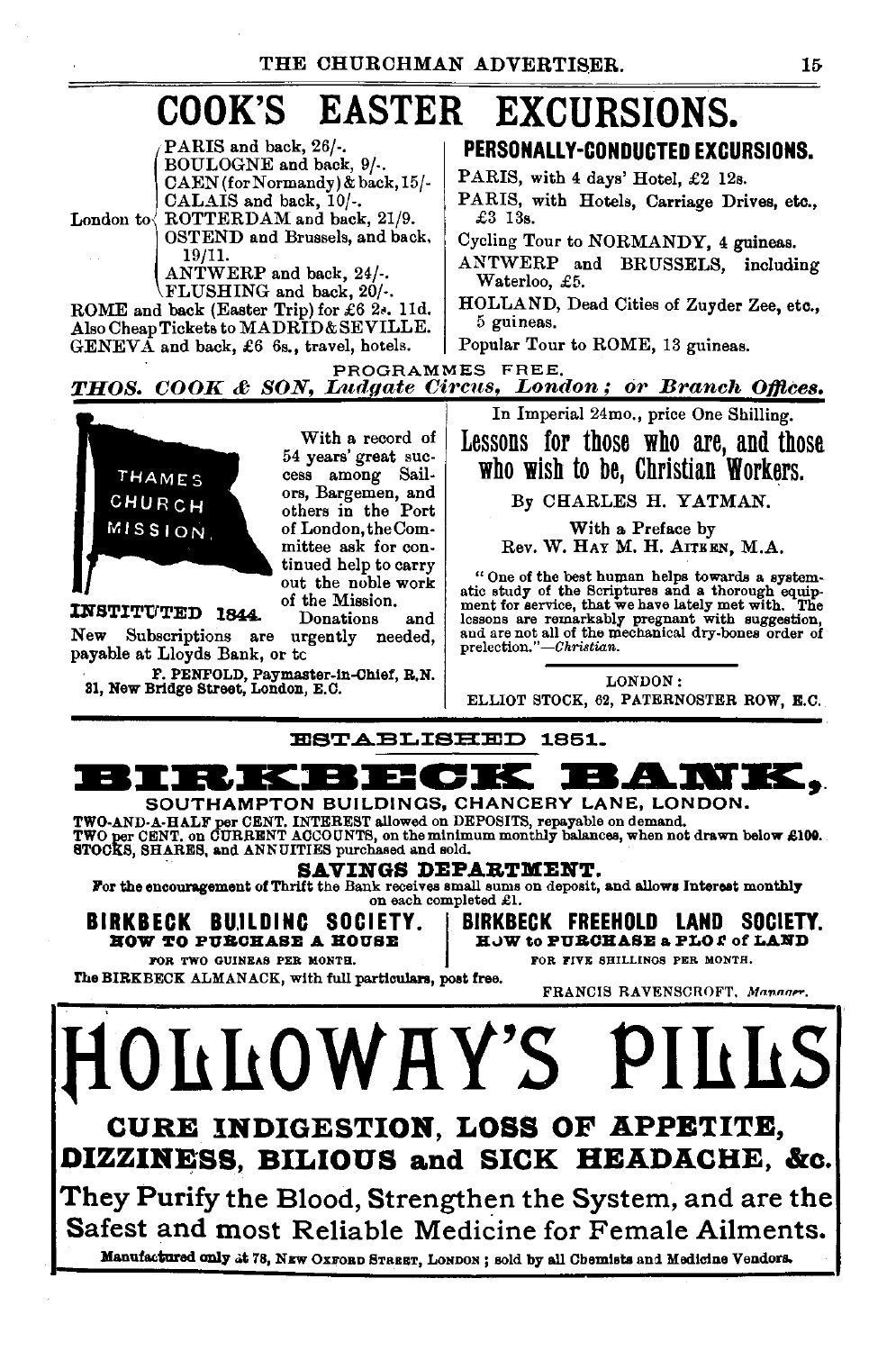# COOK'S EASTER EXCURSIONS.

London to:
- PARIS and back, 26/-.
- BOULOGNE and back, 9/-.
- CAEN (for Normandy) & back, 15/-
- CALAIS and back, 10/-.
- ROTTERDAM and back, 21/9.
- OSTEND and Brussels, and back, 19/11.
- ANTWERP and back, 24/-.
- FLUSHING and back, 20/-.

ROME and back (Easter Trip) for £6 2s. 11d.
Also Cheap Tickets to MADRID & SEVILLE.
GENEVA and back, £6 6s., travel, hotels.

## PERSONALLY-CONDUCTED EXCURSIONS.

PARIS, with 4 days' Hotel, £2 12s.
PARIS, with Hotels, Carriage Drives, etc., £3 13s.
Cycling Tour to NORMANDY, 4 guineas.
ANTWERP and BRUSSELS, including Waterloo, £5.
HOLLAND, Dead Cities of Zuyder Zee, etc., 5 guineas.
Popular Tour to ROME, 13 guineas.

PROGRAMMES FREE.

***THOS. COOK & SON, Ludgate Circus, London; or Branch Offices.***

---

THAMES CHURCH MISSION.

**INSTITUTED 1844.**

With a record of 54 years' great success among Sailors, Bargemen, and others in the Port of London, the Committee ask for continued help to carry out the noble work of the Mission. Donations and New Subscriptions are urgently needed, payable at Lloyds Bank, or to

F. PENFOLD, Paymaster-in-Chief, R.N.
31, New Bridge Street, London, E.C.

---

In Imperial 24mo., price One Shilling.

## Lessons for those who are, and those who wish to be, Christian Workers.

By CHARLES H. YATMAN.

With a Preface by
Rev. W. HAY M. H. AITKEN, M.A.

"One of the best human helps towards a systematic study of the Scriptures and a thorough equipment for service, that we have lately met with. The lessons are remarkably pregnant with suggestion, and are not all of the mechanical dry-bones order of prelection."—*Christian.*

LONDON:
ELLIOT STOCK, 62, PATERNOSTER ROW, E.C.

---

ESTABLISHED 1851.

# BIRKBECK BANK,

SOUTHAMPTON BUILDINGS, CHANCERY LANE, LONDON.

TWO-AND-A-HALF per CENT. INTEREST allowed on DEPOSITS, repayable on demand.
TWO per CENT. on CURRENT ACCOUNTS, on the minimum monthly balances, when not drawn below £100.
STOCKS, SHARES, and ANNUITIES purchased and sold.

## SAVINGS DEPARTMENT.

For the encouragement of Thrift the Bank receives small sums on deposit, and allows Interest monthly on each completed £1.

**BIRKBECK BUILDING SOCIETY.**
**HOW TO PURCHASE A HOUSE**
FOR TWO GUINEAS PER MONTH.

**BIRKBECK FREEHOLD LAND SOCIETY.**
**HOW to PURCHASE a PLOT of LAND**
FOR FIVE SHILLINGS PER MONTH.

The BIRKBECK ALMANACK, with full particulars, post free.

FRANCIS RAVENSCROFT, *Manager.*

---

# HOLLOWAY'S PILLS

## CURE INDIGESTION, LOSS OF APPETITE, DIZZINESS, BILIOUS and SICK HEADACHE, &c.

They Purify the Blood, Strengthen the System, and are the Safest and most Reliable Medicine for Female Ailments.

**Manufactured only at 78, NEW OXFORD STREET, LONDON; sold by all Chemists and Medicine Vendors.**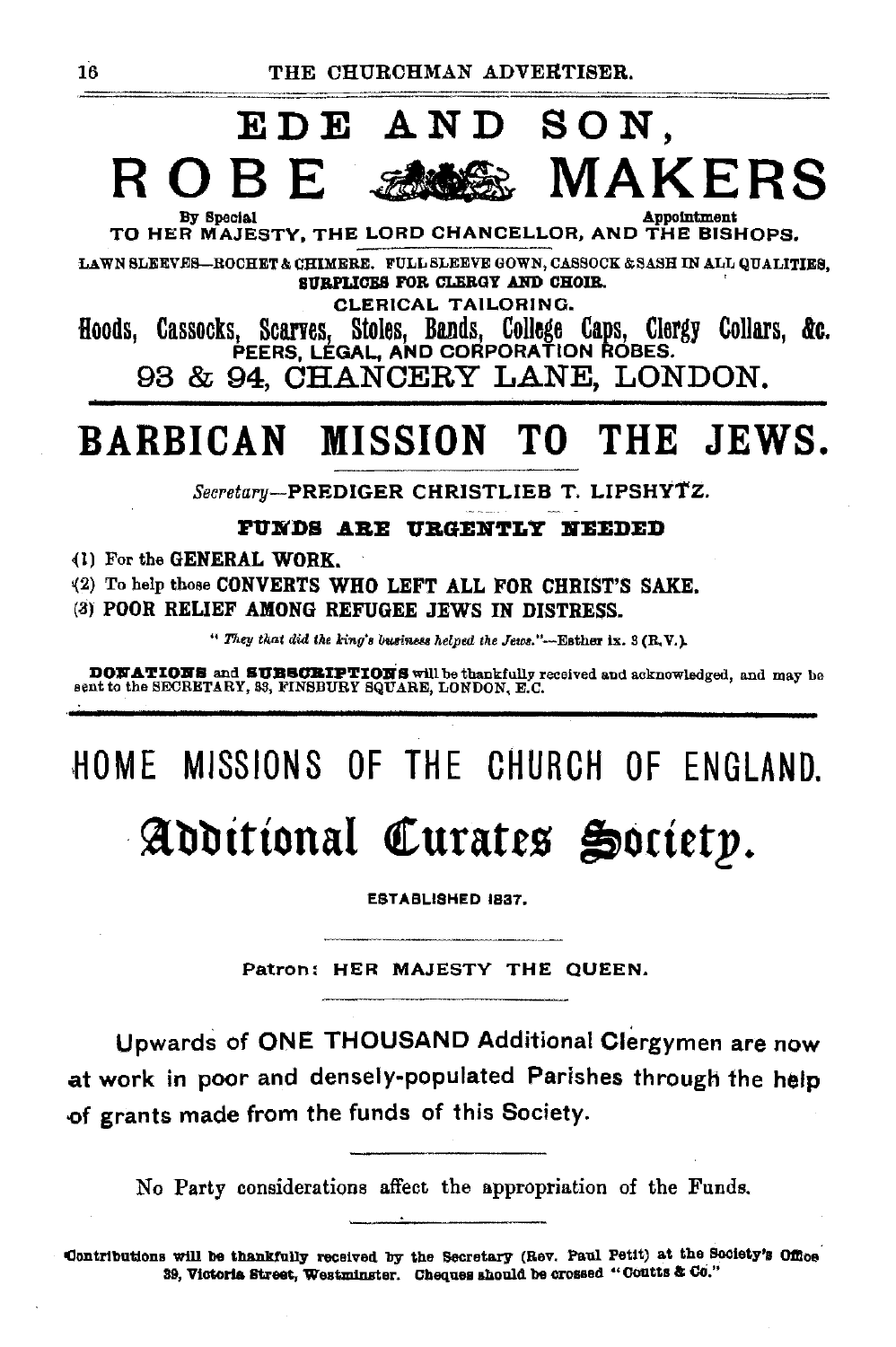# EDE AND SON,

# ROBE MAKERS

By Special Appointment
TO HER MAJESTY, THE LORD CHANCELLOR, AND THE BISHOPS.

LAWN SLEEVES—ROCHET & CHIMERE. FULL SLEEVE GOWN, CASSOCK & SASH IN ALL QUALITIES, SURPLICES FOR CLERGY AND CHOIR.

CLERICAL TAILORING.

**Hoods, Cassocks, Scarves, Stoles, Bands, College Caps, Clergy Collars, &c.**

PEERS, LEGAL, AND CORPORATION ROBES.

**93 & 94, CHANCERY LANE, LONDON.**

---

# BARBICAN MISSION TO THE JEWS.

*Secretary*—PREDIGER CHRISTLIEB T. LIPSHYTZ.

**FUNDS ARE URGENTLY NEEDED**

(1) For the GENERAL WORK.
(2) To help those CONVERTS WHO LEFT ALL FOR CHRIST'S SAKE.
(3) POOR RELIEF AMONG REFUGEE JEWS IN DISTRESS.

"*They that did the king's business helped the Jews.*"—Esther ix. 3 (R.V.).

**DONATIONS** and **SUBSCRIPTIONS** will be thankfully received and acknowledged, and may be sent to the SECRETARY, 83, FINSBURY SQUARE, LONDON, E.C.

---

# HOME MISSIONS OF THE CHURCH OF ENGLAND.

# Additional Curates Society.

ESTABLISHED 1837.

Patron: HER MAJESTY THE QUEEN.

Upwards of ONE THOUSAND Additional Clergymen are now at work in poor and densely-populated Parishes through the help of grants made from the funds of this Society.

No Party considerations affect the appropriation of the Funds.

Contributions will be thankfully received by the Secretary (Rev. Paul Petit) at the Society's Office 39, Victoria Street, Westminster. Cheques should be crossed "Coutts & Co."